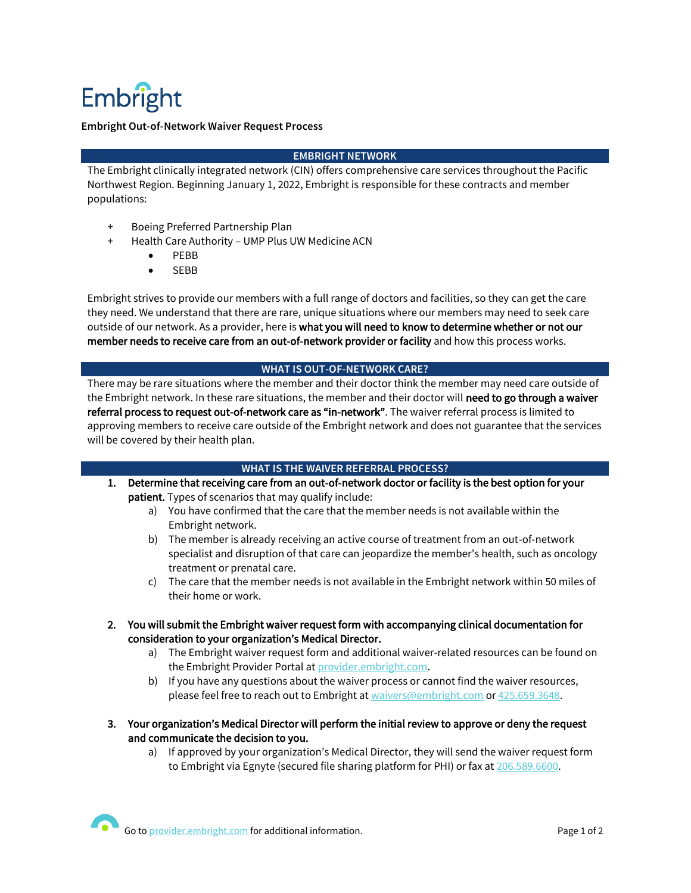# Embright

**Embright Out-of-Network Waiver Request Process**

## EMBRIGHT NETWORK

The Embright clinically integrated network (CIN) offers comprehensive care services throughout the Pacific Northwest Region. Beginning January 1, 2022, Embright is responsible for these contracts and member populations:

+ Boeing Preferred Partnership Plan
+ Health Care Authority – UMP Plus UW Medicine ACN
    - PEBB
    - SEBB

Embright strives to provide our members with a full range of doctors and facilities, so they can get the care they need. We understand that there are rare, unique situations where our members may need to seek care outside of our network. As a provider, here is **what you will need to know to determine whether or not our member needs to receive care from an out-of-network provider or facility** and how this process works.

## WHAT IS OUT-OF-NETWORK CARE?

There may be rare situations where the member and their doctor think the member may need care outside of the Embright network. In these rare situations, the member and their doctor will **need to go through a waiver referral process to request out-of-network care as "in-network"**. The waiver referral process is limited to approving members to receive care outside of the Embright network and does not guarantee that the services will be covered by their health plan.

## WHAT IS THE WAIVER REFERRAL PROCESS?

1. **Determine that receiving care from an out-of-network doctor or facility is the best option for your patient.** Types of scenarios that may qualify include:
    a) You have confirmed that the care that the member needs is not available within the Embright network.
    b) The member is already receiving an active course of treatment from an out-of-network specialist and disruption of that care can jeopardize the member's health, such as oncology treatment or prenatal care.
    c) The care that the member needs is not available in the Embright network within 50 miles of their home or work.

2. **You will submit the Embright waiver request form with accompanying clinical documentation for consideration to your organization's Medical Director.**
    a) The Embright waiver request form and additional waiver-related resources can be found on the Embright Provider Portal at provider.embright.com.
    b) If you have any questions about the waiver process or cannot find the waiver resources, please feel free to reach out to Embright at waivers@embright.com or 425.659.3648.

3. **Your organization's Medical Director will perform the initial review to approve or deny the request and communicate the decision to you.**
    a) If approved by your organization's Medical Director, they will send the waiver request form to Embright via Egnyte (secured file sharing platform for PHI) or fax at 206.589.6600.

Go to provider.embright.com for additional information.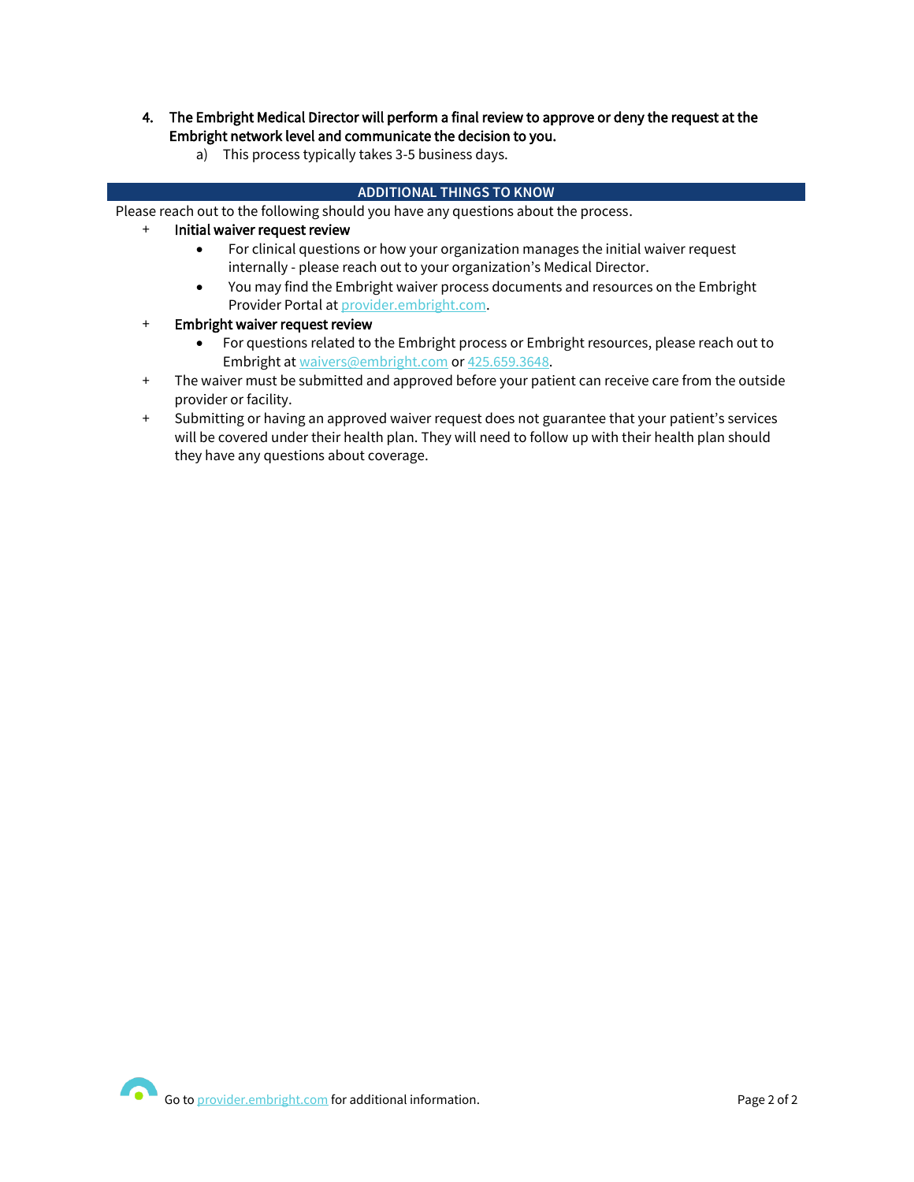4. **The Embright Medical Director will perform a final review to approve or deny the request at the Embright network level and communicate the decision to you.**
    a) This process typically takes 3-5 business days.

## ADDITIONAL THINGS TO KNOW

Please reach out to the following should you have any questions about the process.

+ **Initial waiver request review**
    - For clinical questions or how your organization manages the initial waiver request internally - please reach out to your organization's Medical Director.
    - You may find the Embright waiver process documents and resources on the Embright Provider Portal at provider.embright.com.
+ **Embright waiver request review**
    - For questions related to the Embright process or Embright resources, please reach out to Embright at waivers@embright.com or 425.659.3648.
+ The waiver must be submitted and approved before your patient can receive care from the outside provider or facility.
+ Submitting or having an approved waiver request does not guarantee that your patient's services will be covered under their health plan. They will need to follow up with their health plan should they have any questions about coverage.